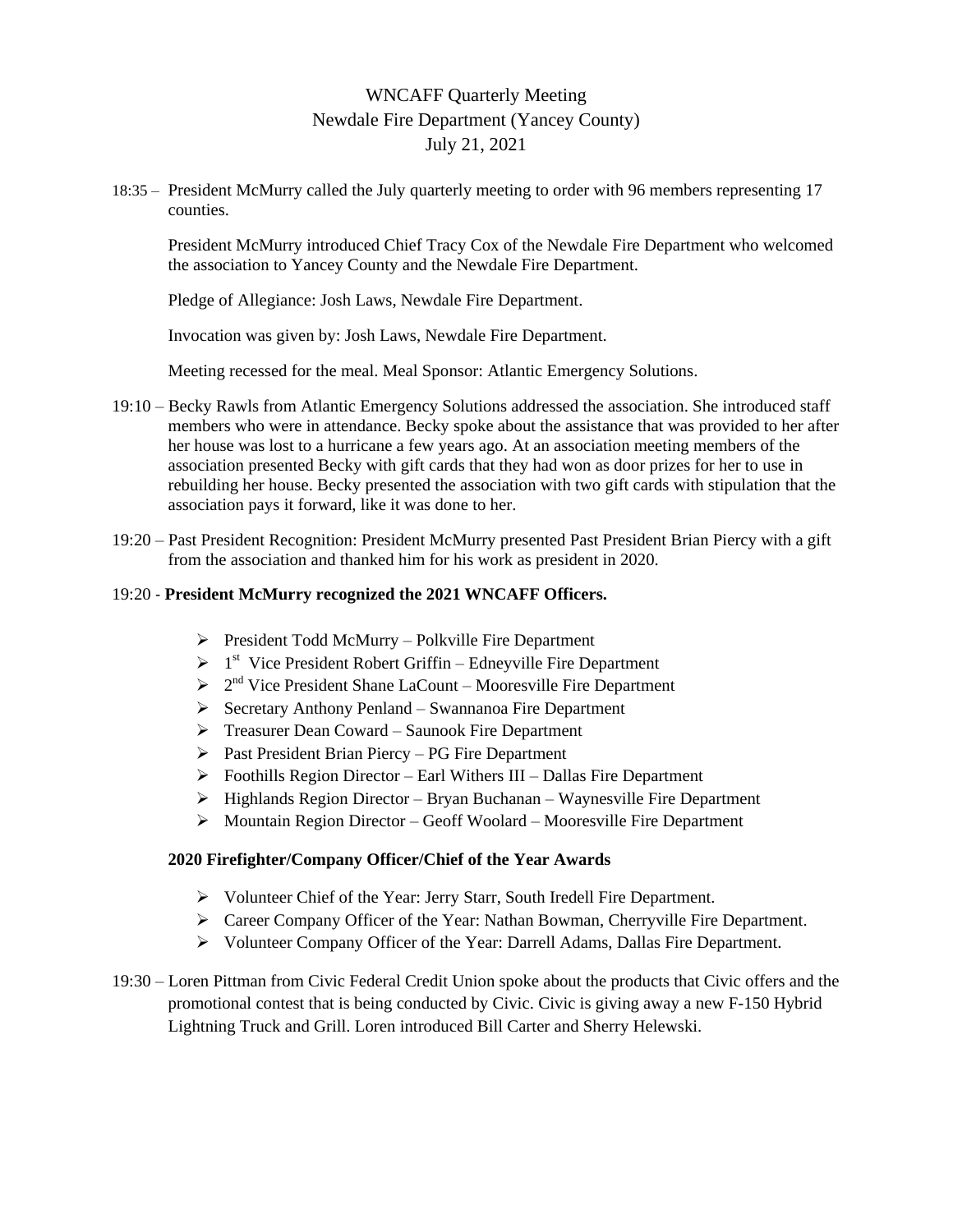# WNCAFF Quarterly Meeting
## Newdale Fire Department (Yancey County)
## July 21, 2021

18:35 – President McMurry called the July quarterly meeting to order with 96 members representing 17 counties.

President McMurry introduced Chief Tracy Cox of the Newdale Fire Department who welcomed the association to Yancey County and the Newdale Fire Department.

Pledge of Allegiance: Josh Laws, Newdale Fire Department.

Invocation was given by: Josh Laws, Newdale Fire Department.

Meeting recessed for the meal. Meal Sponsor: Atlantic Emergency Solutions.

19:10 – Becky Rawls from Atlantic Emergency Solutions addressed the association. She introduced staff members who were in attendance. Becky spoke about the assistance that was provided to her after her house was lost to a hurricane a few years ago. At an association meeting members of the association presented Becky with gift cards that they had won as door prizes for her to use in rebuilding her house. Becky presented the association with two gift cards with stipulation that the association pays it forward, like it was done to her.

19:20 – Past President Recognition: President McMurry presented Past President Brian Piercy with a gift from the association and thanked him for his work as president in 2020.

19:20 - **President McMurry recognized the 2021 WNCAFF Officers.**

- President Todd McMurry – Polkville Fire Department
- 1st Vice President Robert Griffin – Edneyville Fire Department
- 2nd Vice President Shane LaCount – Mooresville Fire Department
- Secretary Anthony Penland – Swannanoa Fire Department
- Treasurer Dean Coward – Saunook Fire Department
- Past President Brian Piercy – PG Fire Department
- Foothills Region Director – Earl Withers III – Dallas Fire Department
- Highlands Region Director – Bryan Buchanan – Waynesville Fire Department
- Mountain Region Director – Geoff Woolard – Mooresville Fire Department

**2020 Firefighter/Company Officer/Chief of the Year Awards**

- Volunteer Chief of the Year: Jerry Starr, South Iredell Fire Department.
- Career Company Officer of the Year: Nathan Bowman, Cherryville Fire Department.
- Volunteer Company Officer of the Year: Darrell Adams, Dallas Fire Department.

19:30 – Loren Pittman from Civic Federal Credit Union spoke about the products that Civic offers and the promotional contest that is being conducted by Civic. Civic is giving away a new F-150 Hybrid Lightning Truck and Grill. Loren introduced Bill Carter and Sherry Helewski.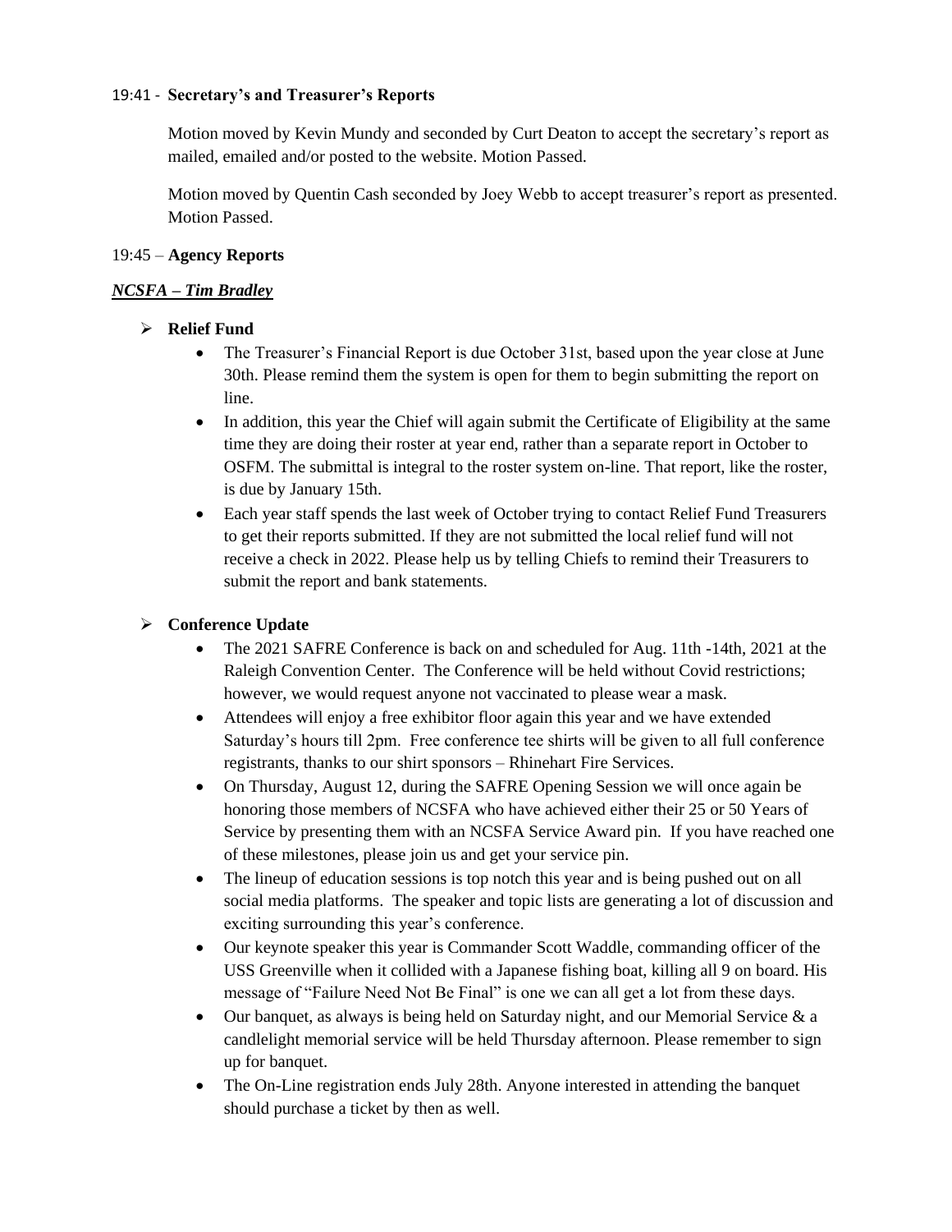19:41 - **Secretary's and Treasurer's Reports**

Motion moved by Kevin Mundy and seconded by Curt Deaton to accept the secretary's report as mailed, emailed and/or posted to the website. Motion Passed.

Motion moved by Quentin Cash seconded by Joey Webb to accept treasurer's report as presented. Motion Passed.

19:45 – **Agency Reports**

***NCSFA – Tim Bradley***

- **Relief Fund**
  - The Treasurer's Financial Report is due October 31st, based upon the year close at June 30th. Please remind them the system is open for them to begin submitting the report on line.
  - In addition, this year the Chief will again submit the Certificate of Eligibility at the same time they are doing their roster at year end, rather than a separate report in October to OSFM. The submittal is integral to the roster system on-line. That report, like the roster, is due by January 15th.
  - Each year staff spends the last week of October trying to contact Relief Fund Treasurers to get their reports submitted. If they are not submitted the local relief fund will not receive a check in 2022. Please help us by telling Chiefs to remind their Treasurers to submit the report and bank statements.

- **Conference Update**
  - The 2021 SAFRE Conference is back on and scheduled for Aug. 11th -14th, 2021 at the Raleigh Convention Center. The Conference will be held without Covid restrictions; however, we would request anyone not vaccinated to please wear a mask.
  - Attendees will enjoy a free exhibitor floor again this year and we have extended Saturday's hours till 2pm. Free conference tee shirts will be given to all full conference registrants, thanks to our shirt sponsors – Rhinehart Fire Services.
  - On Thursday, August 12, during the SAFRE Opening Session we will once again be honoring those members of NCSFA who have achieved either their 25 or 50 Years of Service by presenting them with an NCSFA Service Award pin. If you have reached one of these milestones, please join us and get your service pin.
  - The lineup of education sessions is top notch this year and is being pushed out on all social media platforms. The speaker and topic lists are generating a lot of discussion and exciting surrounding this year's conference.
  - Our keynote speaker this year is Commander Scott Waddle, commanding officer of the USS Greenville when it collided with a Japanese fishing boat, killing all 9 on board. His message of "Failure Need Not Be Final" is one we can all get a lot from these days.
  - Our banquet, as always is being held on Saturday night, and our Memorial Service & a candlelight memorial service will be held Thursday afternoon. Please remember to sign up for banquet.
  - The On-Line registration ends July 28th. Anyone interested in attending the banquet should purchase a ticket by then as well.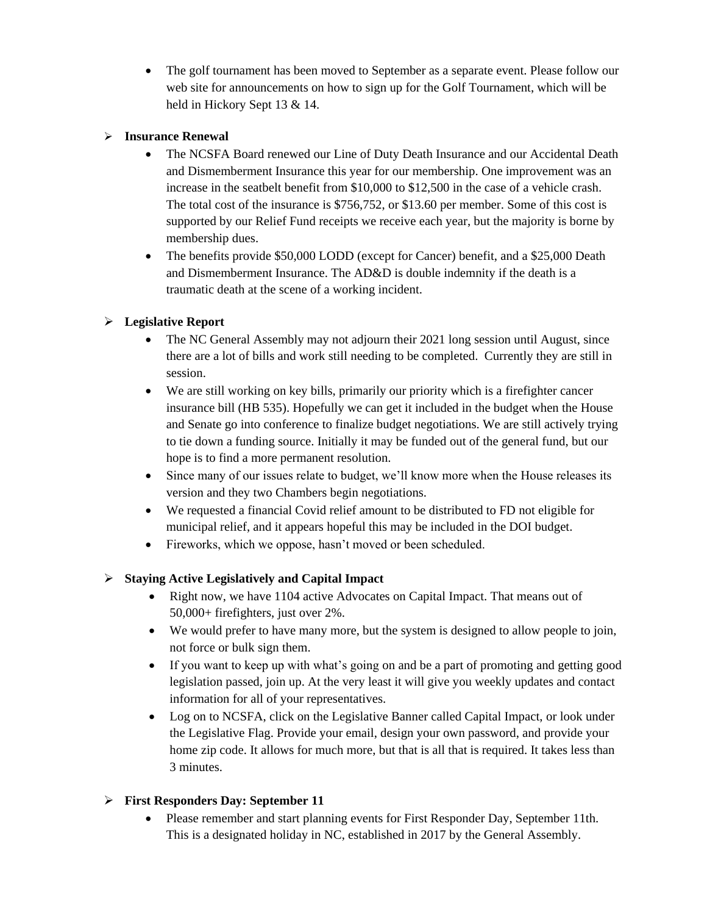- The golf tournament has been moved to September as a separate event. Please follow our web site for announcements on how to sign up for the Golf Tournament, which will be held in Hickory Sept 13 & 14.

- **Insurance Renewal**
  - The NCSFA Board renewed our Line of Duty Death Insurance and our Accidental Death and Dismemberment Insurance this year for our membership. One improvement was an increase in the seatbelt benefit from $10,000 to $12,500 in the case of a vehicle crash. The total cost of the insurance is $756,752, or $13.60 per member. Some of this cost is supported by our Relief Fund receipts we receive each year, but the majority is borne by membership dues.
  - The benefits provide $50,000 LODD (except for Cancer) benefit, and a $25,000 Death and Dismemberment Insurance. The AD&D is double indemnity if the death is a traumatic death at the scene of a working incident.

- **Legislative Report**
  - The NC General Assembly may not adjourn their 2021 long session until August, since there are a lot of bills and work still needing to be completed. Currently they are still in session.
  - We are still working on key bills, primarily our priority which is a firefighter cancer insurance bill (HB 535). Hopefully we can get it included in the budget when the House and Senate go into conference to finalize budget negotiations. We are still actively trying to tie down a funding source. Initially it may be funded out of the general fund, but our hope is to find a more permanent resolution.
  - Since many of our issues relate to budget, we'll know more when the House releases its version and they two Chambers begin negotiations.
  - We requested a financial Covid relief amount to be distributed to FD not eligible for municipal relief, and it appears hopeful this may be included in the DOI budget.
  - Fireworks, which we oppose, hasn't moved or been scheduled.

- **Staying Active Legislatively and Capital Impact**
  - Right now, we have 1104 active Advocates on Capital Impact. That means out of 50,000+ firefighters, just over 2%.
  - We would prefer to have many more, but the system is designed to allow people to join, not force or bulk sign them.
  - If you want to keep up with what's going on and be a part of promoting and getting good legislation passed, join up. At the very least it will give you weekly updates and contact information for all of your representatives.
  - Log on to NCSFA, click on the Legislative Banner called Capital Impact, or look under the Legislative Flag. Provide your email, design your own password, and provide your home zip code. It allows for much more, but that is all that is required. It takes less than 3 minutes.

- **First Responders Day: September 11**
  - Please remember and start planning events for First Responder Day, September 11th. This is a designated holiday in NC, established in 2017 by the General Assembly.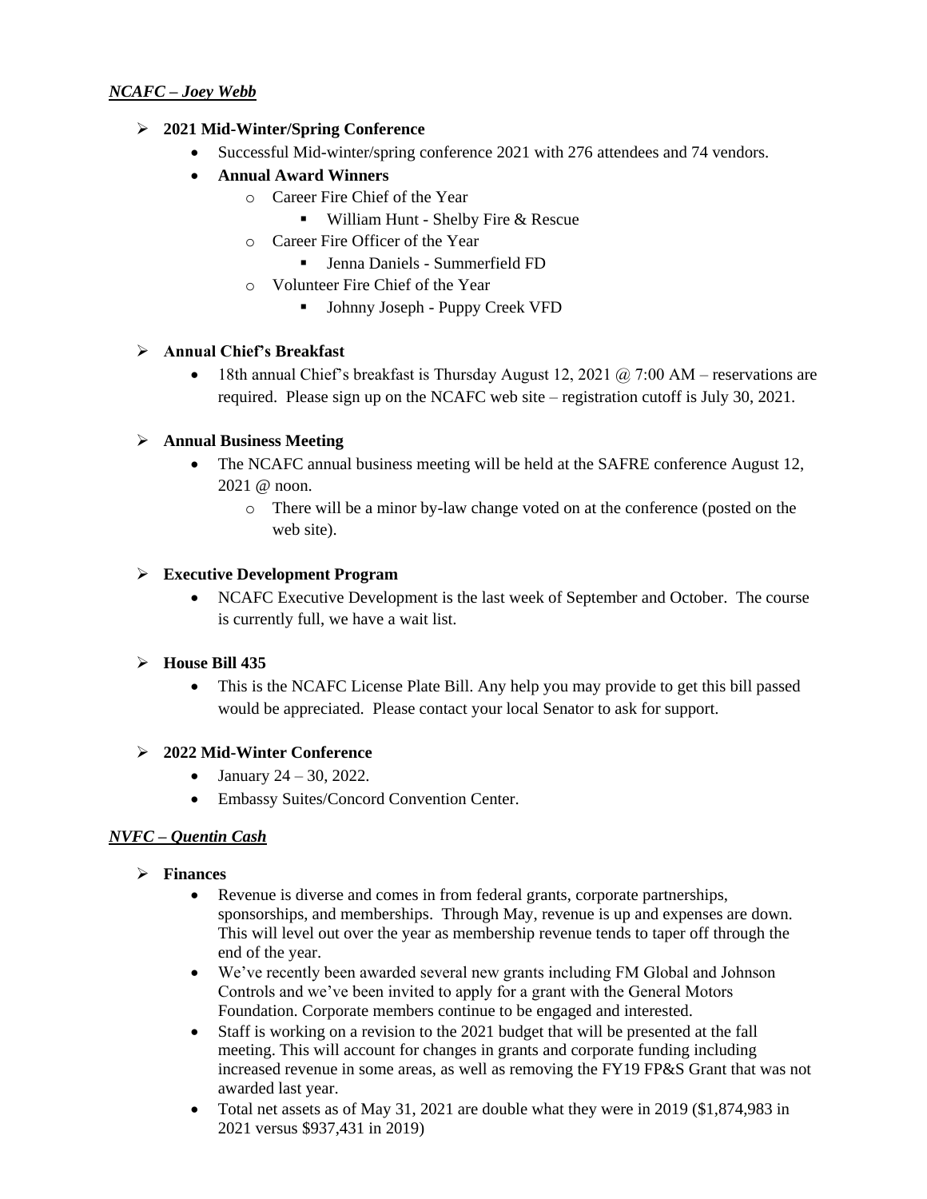***NCAFC – Joey Webb***

- **2021 Mid-Winter/Spring Conference**
  - Successful Mid-winter/spring conference 2021 with 276 attendees and 74 vendors.
  - **Annual Award Winners**
    - Career Fire Chief of the Year
      - William Hunt - Shelby Fire & Rescue
    - Career Fire Officer of the Year
      - Jenna Daniels - Summerfield FD
    - Volunteer Fire Chief of the Year
      - Johnny Joseph - Puppy Creek VFD

- **Annual Chief's Breakfast**
  - 18th annual Chief's breakfast is Thursday August 12, 2021 @ 7:00 AM – reservations are required. Please sign up on the NCAFC web site – registration cutoff is July 30, 2021.

- **Annual Business Meeting**
  - The NCAFC annual business meeting will be held at the SAFRE conference August 12, 2021 @ noon.
    - There will be a minor by-law change voted on at the conference (posted on the web site).

- **Executive Development Program**
  - NCAFC Executive Development is the last week of September and October. The course is currently full, we have a wait list.

- **House Bill 435**
  - This is the NCAFC License Plate Bill. Any help you may provide to get this bill passed would be appreciated. Please contact your local Senator to ask for support.

- **2022 Mid-Winter Conference**
  - January 24 – 30, 2022.
  - Embassy Suites/Concord Convention Center.

***NVFC – Quentin Cash***

- **Finances**
  - Revenue is diverse and comes in from federal grants, corporate partnerships, sponsorships, and memberships. Through May, revenue is up and expenses are down. This will level out over the year as membership revenue tends to taper off through the end of the year.
  - We've recently been awarded several new grants including FM Global and Johnson Controls and we've been invited to apply for a grant with the General Motors Foundation. Corporate members continue to be engaged and interested.
  - Staff is working on a revision to the 2021 budget that will be presented at the fall meeting. This will account for changes in grants and corporate funding including increased revenue in some areas, as well as removing the FY19 FP&S Grant that was not awarded last year.
  - Total net assets as of May 31, 2021 are double what they were in 2019 ($1,874,983 in 2021 versus $937,431 in 2019)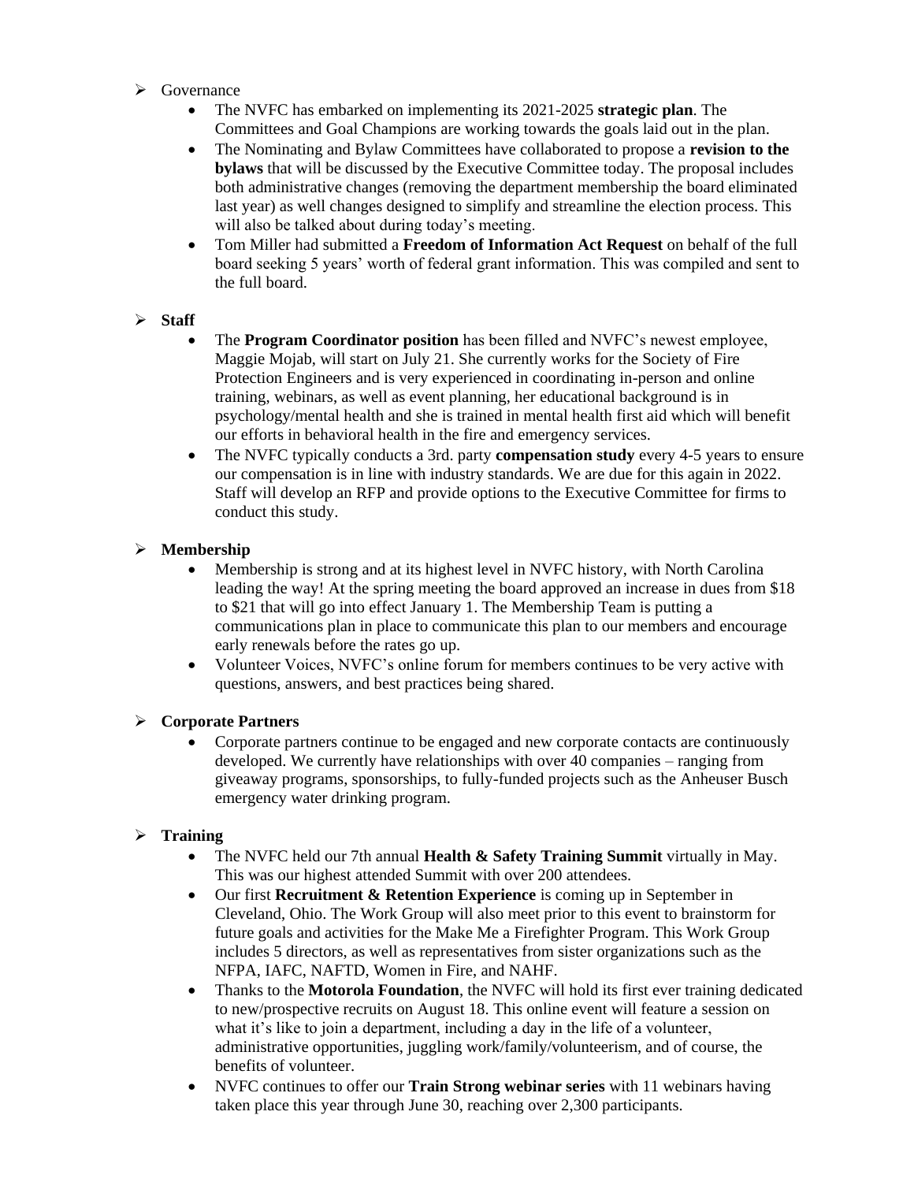- Governance
  - The NVFC has embarked on implementing its 2021-2025 **strategic plan**. The Committees and Goal Champions are working towards the goals laid out in the plan.
  - The Nominating and Bylaw Committees have collaborated to propose a **revision to the bylaws** that will be discussed by the Executive Committee today. The proposal includes both administrative changes (removing the department membership the board eliminated last year) as well changes designed to simplify and streamline the election process. This will also be talked about during today's meeting.
  - Tom Miller had submitted a **Freedom of Information Act Request** on behalf of the full board seeking 5 years' worth of federal grant information. This was compiled and sent to the full board.

- **Staff**
  - The **Program Coordinator position** has been filled and NVFC's newest employee, Maggie Mojab, will start on July 21. She currently works for the Society of Fire Protection Engineers and is very experienced in coordinating in-person and online training, webinars, as well as event planning, her educational background is in psychology/mental health and she is trained in mental health first aid which will benefit our efforts in behavioral health in the fire and emergency services.
  - The NVFC typically conducts a 3rd. party **compensation study** every 4-5 years to ensure our compensation is in line with industry standards. We are due for this again in 2022. Staff will develop an RFP and provide options to the Executive Committee for firms to conduct this study.

- **Membership**
  - Membership is strong and at its highest level in NVFC history, with North Carolina leading the way! At the spring meeting the board approved an increase in dues from $18 to $21 that will go into effect January 1. The Membership Team is putting a communications plan in place to communicate this plan to our members and encourage early renewals before the rates go up.
  - Volunteer Voices, NVFC's online forum for members continues to be very active with questions, answers, and best practices being shared.

- **Corporate Partners**
  - Corporate partners continue to be engaged and new corporate contacts are continuously developed. We currently have relationships with over 40 companies – ranging from giveaway programs, sponsorships, to fully-funded projects such as the Anheuser Busch emergency water drinking program.

- **Training**
  - The NVFC held our 7th annual **Health & Safety Training Summit** virtually in May. This was our highest attended Summit with over 200 attendees.
  - Our first **Recruitment & Retention Experience** is coming up in September in Cleveland, Ohio. The Work Group will also meet prior to this event to brainstorm for future goals and activities for the Make Me a Firefighter Program. This Work Group includes 5 directors, as well as representatives from sister organizations such as the NFPA, IAFC, NAFTD, Women in Fire, and NAHF.
  - Thanks to the **Motorola Foundation**, the NVFC will hold its first ever training dedicated to new/prospective recruits on August 18. This online event will feature a session on what it's like to join a department, including a day in the life of a volunteer, administrative opportunities, juggling work/family/volunteerism, and of course, the benefits of volunteer.
  - NVFC continues to offer our **Train Strong webinar series** with 11 webinars having taken place this year through June 30, reaching over 2,300 participants.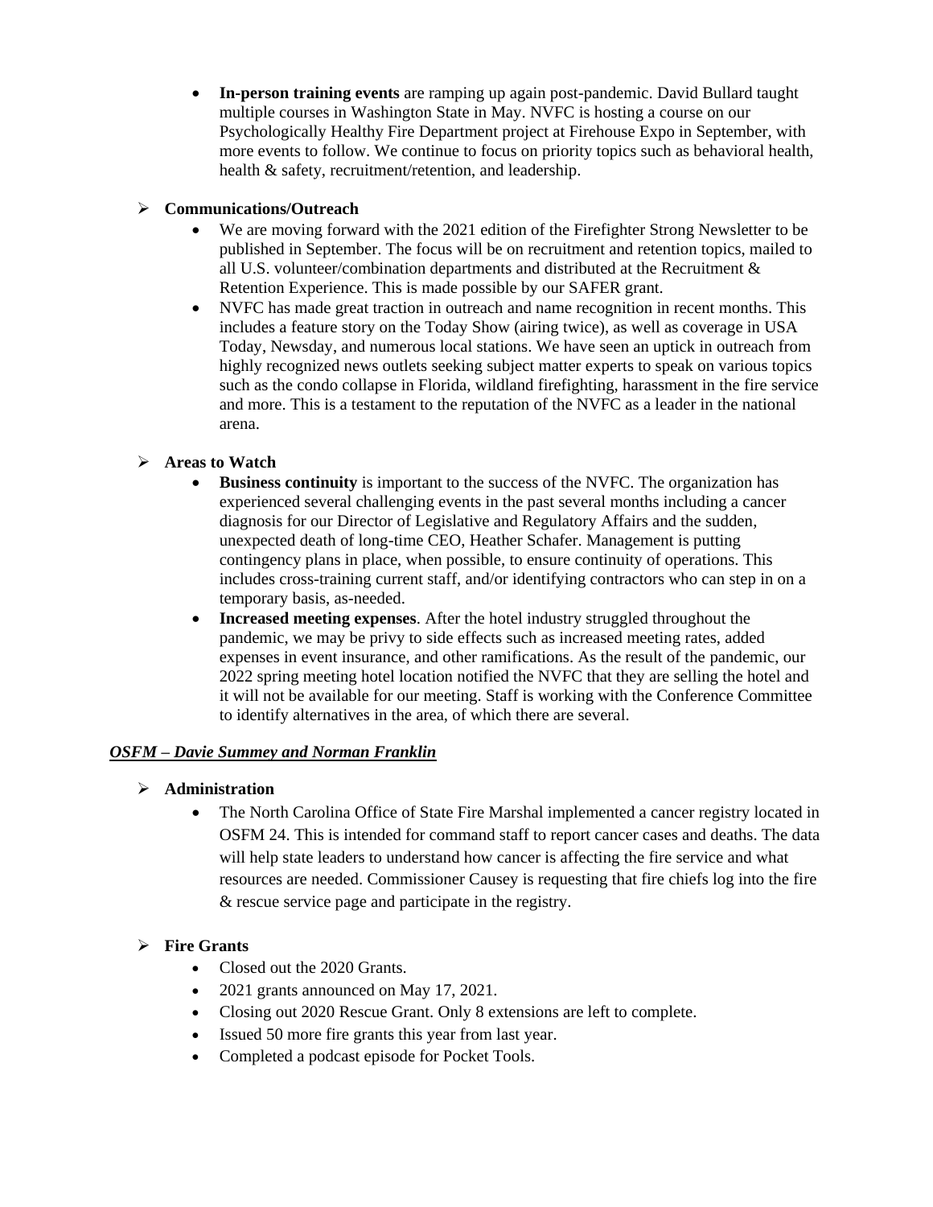- **In-person training events** are ramping up again post-pandemic. David Bullard taught multiple courses in Washington State in May. NVFC is hosting a course on our Psychologically Healthy Fire Department project at Firehouse Expo in September, with more events to follow. We continue to focus on priority topics such as behavioral health, health & safety, recruitment/retention, and leadership.

- **Communications/Outreach**
  - We are moving forward with the 2021 edition of the Firefighter Strong Newsletter to be published in September. The focus will be on recruitment and retention topics, mailed to all U.S. volunteer/combination departments and distributed at the Recruitment & Retention Experience. This is made possible by our SAFER grant.
  - NVFC has made great traction in outreach and name recognition in recent months. This includes a feature story on the Today Show (airing twice), as well as coverage in USA Today, Newsday, and numerous local stations. We have seen an uptick in outreach from highly recognized news outlets seeking subject matter experts to speak on various topics such as the condo collapse in Florida, wildland firefighting, harassment in the fire service and more. This is a testament to the reputation of the NVFC as a leader in the national arena.

- **Areas to Watch**
  - **Business continuity** is important to the success of the NVFC. The organization has experienced several challenging events in the past several months including a cancer diagnosis for our Director of Legislative and Regulatory Affairs and the sudden, unexpected death of long-time CEO, Heather Schafer. Management is putting contingency plans in place, when possible, to ensure continuity of operations. This includes cross-training current staff, and/or identifying contractors who can step in on a temporary basis, as-needed.
  - **Increased meeting expenses**. After the hotel industry struggled throughout the pandemic, we may be privy to side effects such as increased meeting rates, added expenses in event insurance, and other ramifications. As the result of the pandemic, our 2022 spring meeting hotel location notified the NVFC that they are selling the hotel and it will not be available for our meeting. Staff is working with the Conference Committee to identify alternatives in the area, of which there are several.

***<u>OSFM – Davie Summey and Norman Franklin</u>***

- **Administration**
  - The North Carolina Office of State Fire Marshal implemented a cancer registry located in OSFM 24. This is intended for command staff to report cancer cases and deaths. The data will help state leaders to understand how cancer is affecting the fire service and what resources are needed. Commissioner Causey is requesting that fire chiefs log into the fire & rescue service page and participate in the registry.

- **Fire Grants**
  - Closed out the 2020 Grants.
  - 2021 grants announced on May 17, 2021.
  - Closing out 2020 Rescue Grant. Only 8 extensions are left to complete.
  - Issued 50 more fire grants this year from last year.
  - Completed a podcast episode for Pocket Tools.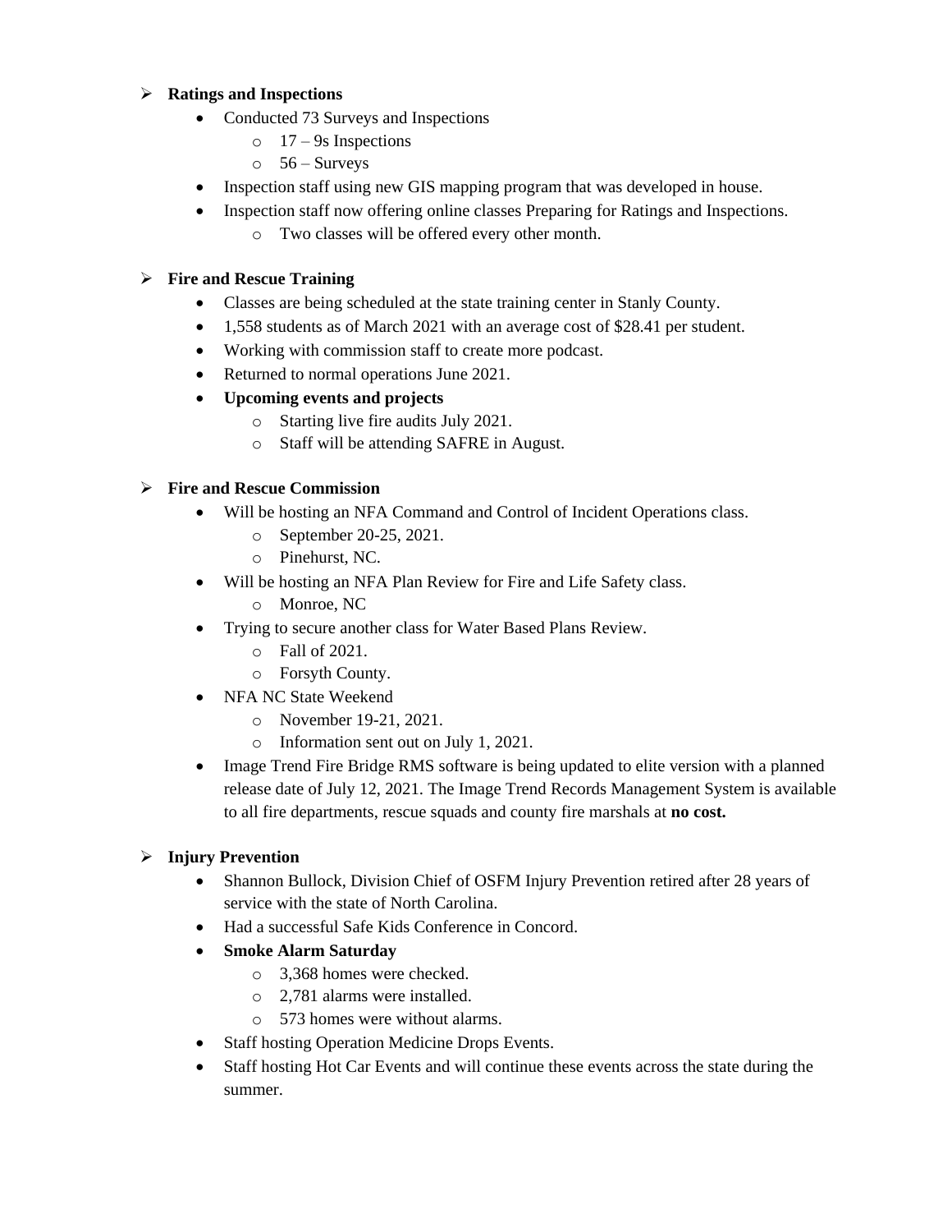- **Ratings and Inspections**
    - Conducted 73 Surveys and Inspections
        - 17 – 9s Inspections
        - 56 – Surveys
    - Inspection staff using new GIS mapping program that was developed in house.
    - Inspection staff now offering online classes Preparing for Ratings and Inspections.
        - Two classes will be offered every other month.

- **Fire and Rescue Training**
    - Classes are being scheduled at the state training center in Stanly County.
    - 1,558 students as of March 2021 with an average cost of $28.41 per student.
    - Working with commission staff to create more podcast.
    - Returned to normal operations June 2021.
    - **Upcoming events and projects**
        - Starting live fire audits July 2021.
        - Staff will be attending SAFRE in August.

- **Fire and Rescue Commission**
    - Will be hosting an NFA Command and Control of Incident Operations class.
        - September 20-25, 2021.
        - Pinehurst, NC.
    - Will be hosting an NFA Plan Review for Fire and Life Safety class.
        - Monroe, NC
    - Trying to secure another class for Water Based Plans Review.
        - Fall of 2021.
        - Forsyth County.
    - NFA NC State Weekend
        - November 19-21, 2021.
        - Information sent out on July 1, 2021.
    - Image Trend Fire Bridge RMS software is being updated to elite version with a planned release date of July 12, 2021. The Image Trend Records Management System is available to all fire departments, rescue squads and county fire marshals at **no cost.**

- **Injury Prevention**
    - Shannon Bullock, Division Chief of OSFM Injury Prevention retired after 28 years of service with the state of North Carolina.
    - Had a successful Safe Kids Conference in Concord.
    - **Smoke Alarm Saturday**
        - 3,368 homes were checked.
        - 2,781 alarms were installed.
        - 573 homes were without alarms.
    - Staff hosting Operation Medicine Drops Events.
    - Staff hosting Hot Car Events and will continue these events across the state during the summer.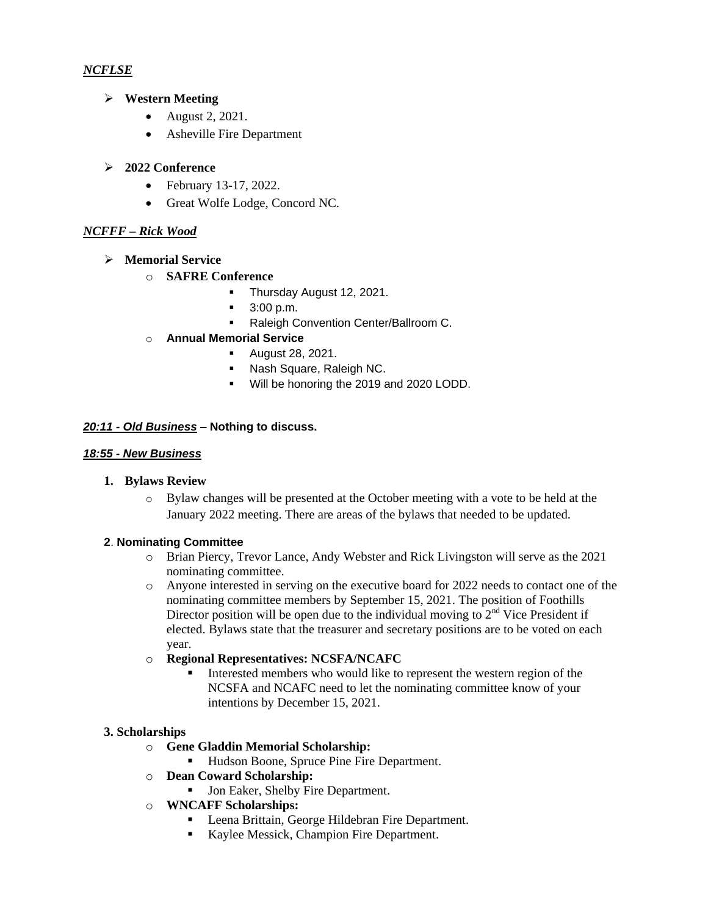***NCFLSE***

- **Western Meeting**
  - August 2, 2021.
  - Asheville Fire Department

- **2022 Conference**
  - February 13-17, 2022.
  - Great Wolfe Lodge, Concord NC.

***NCFFF – Rick Wood***

- **Memorial Service**
  - **SAFRE Conference**
    - Thursday August 12, 2021.
    - 3:00 p.m.
    - Raleigh Convention Center/Ballroom C.
  - **Annual Memorial Service**
    - August 28, 2021.
    - Nash Square, Raleigh NC.
    - Will be honoring the 2019 and 2020 LODD.

***20:11 - Old Business*** **– Nothing to discuss.**

***18:55 - New Business***

**1. Bylaws Review**

- Bylaw changes will be presented at the October meeting with a vote to be held at the January 2022 meeting. There are areas of the bylaws that needed to be updated.

**2. Nominating Committee**

- Brian Piercy, Trevor Lance, Andy Webster and Rick Livingston will serve as the 2021 nominating committee.
- Anyone interested in serving on the executive board for 2022 needs to contact one of the nominating committee members by September 15, 2021. The position of Foothills Director position will be open due to the individual moving to 2nd Vice President if elected. Bylaws state that the treasurer and secretary positions are to be voted on each year.
- **Regional Representatives: NCSFA/NCAFC**
  - Interested members who would like to represent the western region of the NCSFA and NCAFC need to let the nominating committee know of your intentions by December 15, 2021.

**3. Scholarships**

- **Gene Gladdin Memorial Scholarship:**
  - Hudson Boone, Spruce Pine Fire Department.
- **Dean Coward Scholarship:**
  - Jon Eaker, Shelby Fire Department.
- **WNCAFF Scholarships:**
  - Leena Brittain, George Hildebran Fire Department.
  - Kaylee Messick, Champion Fire Department.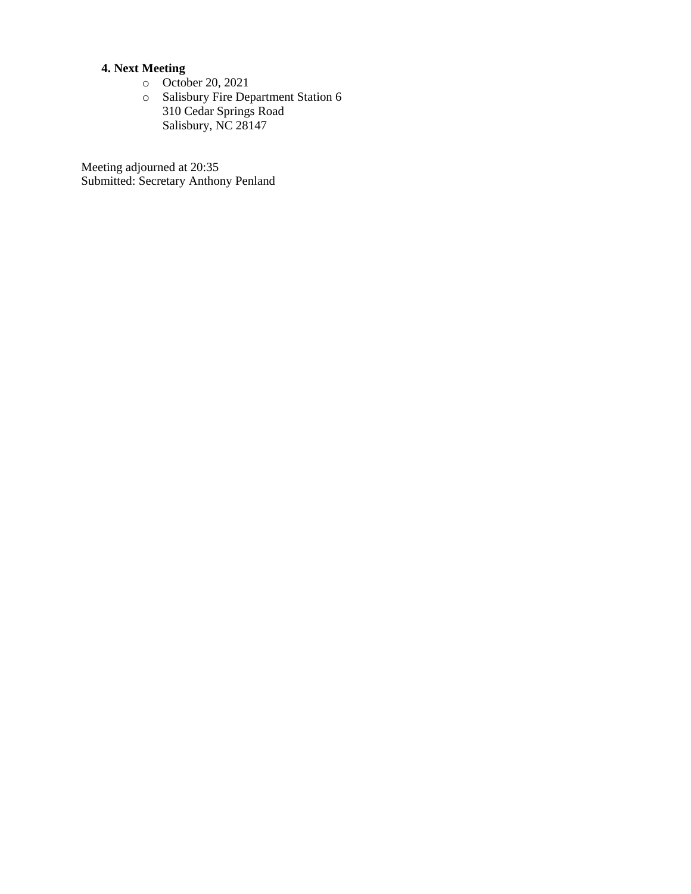**4. Next Meeting**

- October 20, 2021
- Salisbury Fire Department Station 6  
  310 Cedar Springs Road  
  Salisbury, NC 28147

Meeting adjourned at 20:35  
Submitted: Secretary Anthony Penland